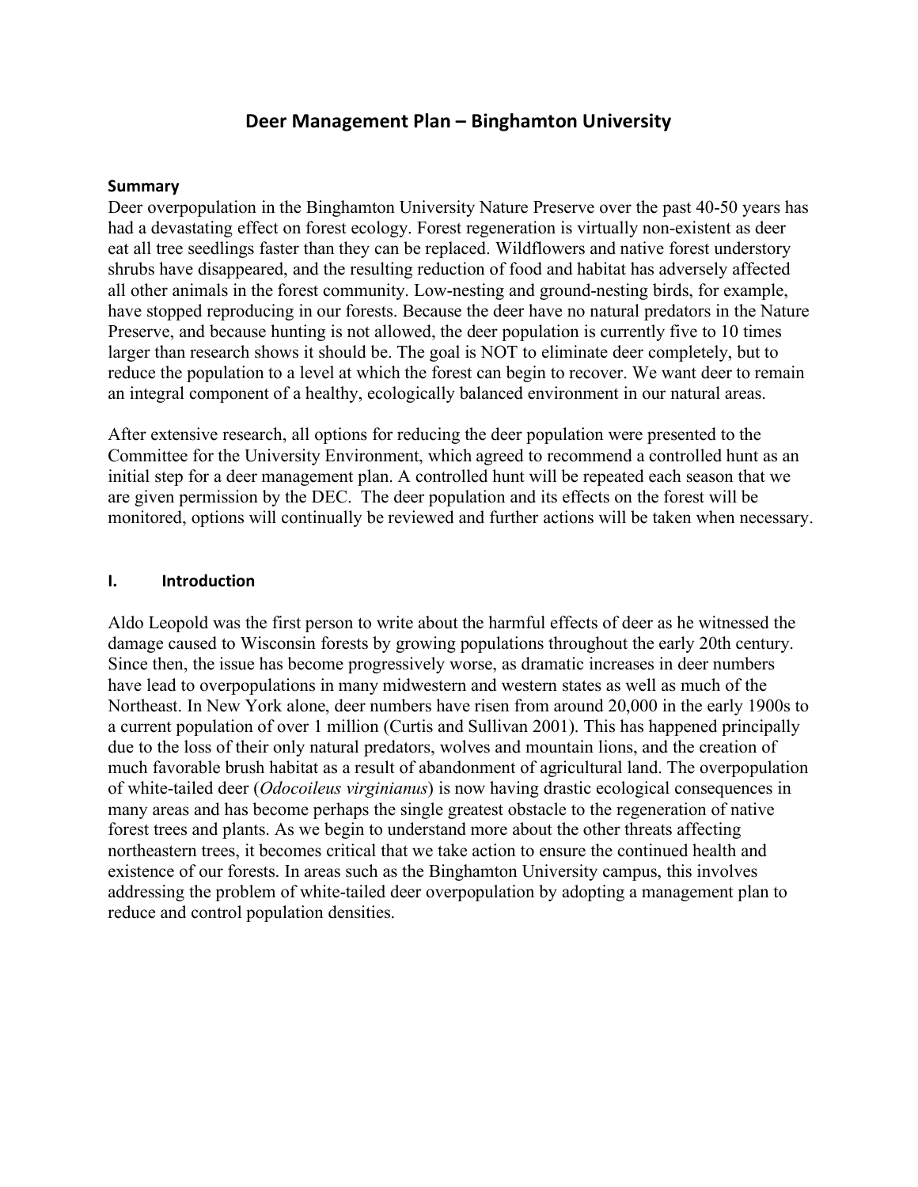# Deer Management Plan – Binghamton University

**Summary**

Deer overpopulation in the Binghamton University Nature Preserve over the past 40-50 years has had a devastating effect on forest ecology. Forest regeneration is virtually non-existent as deer eat all tree seedlings faster than they can be replaced. Wildflowers and native forest understory shrubs have disappeared, and the resulting reduction of food and habitat has adversely affected all other animals in the forest community. Low-nesting and ground-nesting birds, for example, have stopped reproducing in our forests. Because the deer have no natural predators in the Nature Preserve, and because hunting is not allowed, the deer population is currently five to 10 times larger than research shows it should be. The goal is NOT to eliminate deer completely, but to reduce the population to a level at which the forest can begin to recover. We want deer to remain an integral component of a healthy, ecologically balanced environment in our natural areas.

After extensive research, all options for reducing the deer population were presented to the Committee for the University Environment, which agreed to recommend a controlled hunt as an initial step for a deer management plan. A controlled hunt will be repeated each season that we are given permission by the DEC. The deer population and its effects on the forest will be monitored, options will continually be reviewed and further actions will be taken when necessary.

## I. Introduction

Aldo Leopold was the first person to write about the harmful effects of deer as he witnessed the damage caused to Wisconsin forests by growing populations throughout the early 20th century. Since then, the issue has become progressively worse, as dramatic increases in deer numbers have lead to overpopulations in many midwestern and western states as well as much of the Northeast. In New York alone, deer numbers have risen from around 20,000 in the early 1900s to a current population of over 1 million (Curtis and Sullivan 2001). This has happened principally due to the loss of their only natural predators, wolves and mountain lions, and the creation of much favorable brush habitat as a result of abandonment of agricultural land. The overpopulation of white-tailed deer (*Odocoileus virginianus*) is now having drastic ecological consequences in many areas and has become perhaps the single greatest obstacle to the regeneration of native forest trees and plants. As we begin to understand more about the other threats affecting northeastern trees, it becomes critical that we take action to ensure the continued health and existence of our forests. In areas such as the Binghamton University campus, this involves addressing the problem of white-tailed deer overpopulation by adopting a management plan to reduce and control population densities.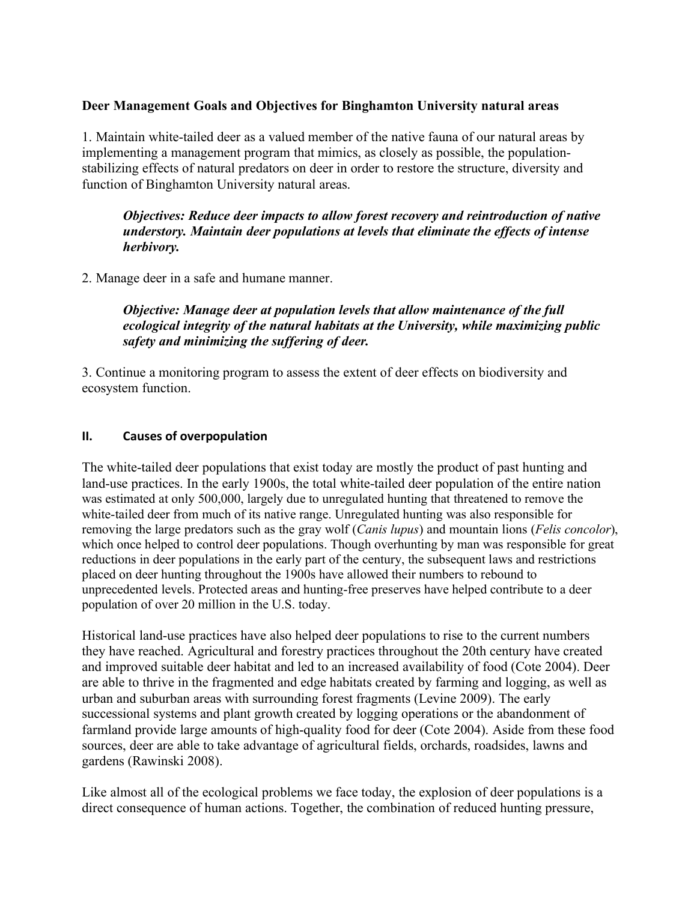**Deer Management Goals and Objectives for Binghamton University natural areas**

1. Maintain white-tailed deer as a valued member of the native fauna of our natural areas by implementing a management program that mimics, as closely as possible, the population-stabilizing effects of natural predators on deer in order to restore the structure, diversity and function of Binghamton University natural areas.

   ***Objectives: Reduce deer impacts to allow forest recovery and reintroduction of native understory. Maintain deer populations at levels that eliminate the effects of intense herbivory.***

2. Manage deer in a safe and humane manner.

   ***Objective: Manage deer at population levels that allow maintenance of the full ecological integrity of the natural habitats at the University, while maximizing public safety and minimizing the suffering of deer.***

3. Continue a monitoring program to assess the extent of deer effects on biodiversity and ecosystem function.

## II. Causes of overpopulation

The white-tailed deer populations that exist today are mostly the product of past hunting and land-use practices. In the early 1900s, the total white-tailed deer population of the entire nation was estimated at only 500,000, largely due to unregulated hunting that threatened to remove the white-tailed deer from much of its native range. Unregulated hunting was also responsible for removing the large predators such as the gray wolf (*Canis lupus*) and mountain lions (*Felis concolor*), which once helped to control deer populations. Though overhunting by man was responsible for great reductions in deer populations in the early part of the century, the subsequent laws and restrictions placed on deer hunting throughout the 1900s have allowed their numbers to rebound to unprecedented levels. Protected areas and hunting-free preserves have helped contribute to a deer population of over 20 million in the U.S. today.

Historical land-use practices have also helped deer populations to rise to the current numbers they have reached. Agricultural and forestry practices throughout the 20th century have created and improved suitable deer habitat and led to an increased availability of food (Cote 2004). Deer are able to thrive in the fragmented and edge habitats created by farming and logging, as well as urban and suburban areas with surrounding forest fragments (Levine 2009). The early successional systems and plant growth created by logging operations or the abandonment of farmland provide large amounts of high-quality food for deer (Cote 2004). Aside from these food sources, deer are able to take advantage of agricultural fields, orchards, roadsides, lawns and gardens (Rawinski 2008).

Like almost all of the ecological problems we face today, the explosion of deer populations is a direct consequence of human actions. Together, the combination of reduced hunting pressure,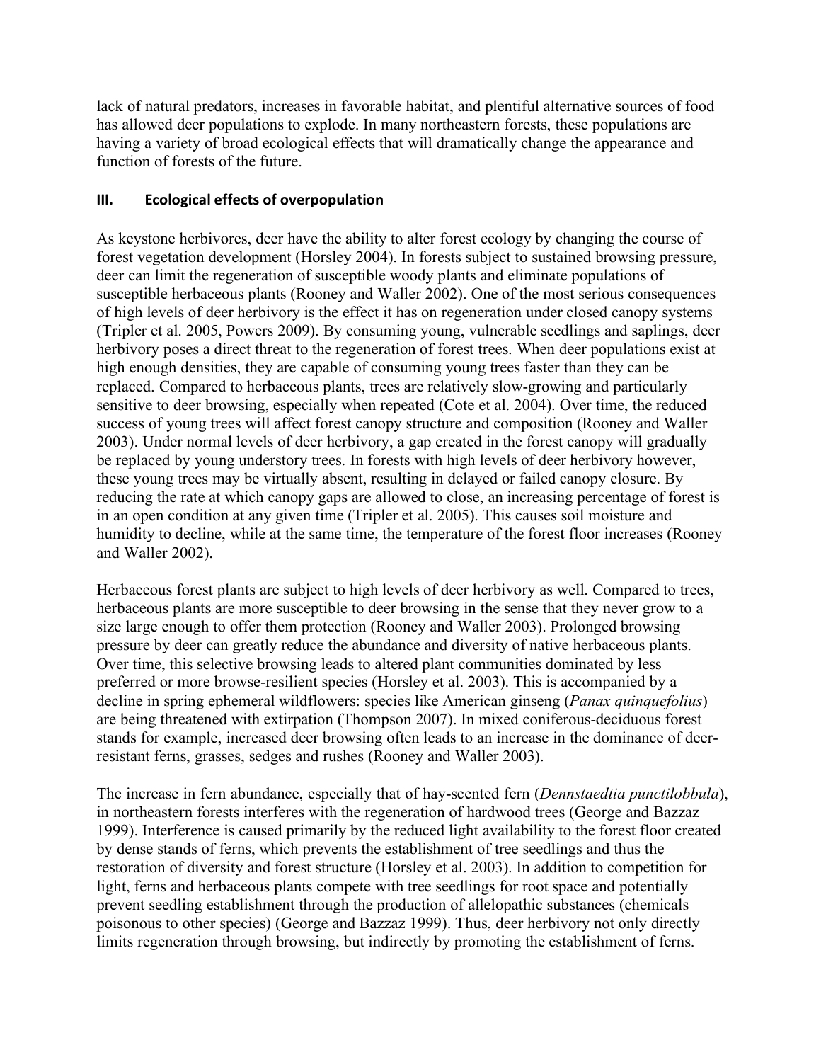lack of natural predators, increases in favorable habitat, and plentiful alternative sources of food has allowed deer populations to explode. In many northeastern forests, these populations are having a variety of broad ecological effects that will dramatically change the appearance and function of forests of the future.

## III. Ecological effects of overpopulation

As keystone herbivores, deer have the ability to alter forest ecology by changing the course of forest vegetation development (Horsley 2004). In forests subject to sustained browsing pressure, deer can limit the regeneration of susceptible woody plants and eliminate populations of susceptible herbaceous plants (Rooney and Waller 2002). One of the most serious consequences of high levels of deer herbivory is the effect it has on regeneration under closed canopy systems (Tripler et al. 2005, Powers 2009). By consuming young, vulnerable seedlings and saplings, deer herbivory poses a direct threat to the regeneration of forest trees. When deer populations exist at high enough densities, they are capable of consuming young trees faster than they can be replaced. Compared to herbaceous plants, trees are relatively slow-growing and particularly sensitive to deer browsing, especially when repeated (Cote et al. 2004). Over time, the reduced success of young trees will affect forest canopy structure and composition (Rooney and Waller 2003). Under normal levels of deer herbivory, a gap created in the forest canopy will gradually be replaced by young understory trees. In forests with high levels of deer herbivory however, these young trees may be virtually absent, resulting in delayed or failed canopy closure. By reducing the rate at which canopy gaps are allowed to close, an increasing percentage of forest is in an open condition at any given time (Tripler et al. 2005). This causes soil moisture and humidity to decline, while at the same time, the temperature of the forest floor increases (Rooney and Waller 2002).

Herbaceous forest plants are subject to high levels of deer herbivory as well. Compared to trees, herbaceous plants are more susceptible to deer browsing in the sense that they never grow to a size large enough to offer them protection (Rooney and Waller 2003). Prolonged browsing pressure by deer can greatly reduce the abundance and diversity of native herbaceous plants. Over time, this selective browsing leads to altered plant communities dominated by less preferred or more browse-resilient species (Horsley et al. 2003). This is accompanied by a decline in spring ephemeral wildflowers: species like American ginseng (*Panax quinquefolius*) are being threatened with extirpation (Thompson 2007). In mixed coniferous-deciduous forest stands for example, increased deer browsing often leads to an increase in the dominance of deer-resistant ferns, grasses, sedges and rushes (Rooney and Waller 2003).

The increase in fern abundance, especially that of hay-scented fern (*Dennstaedtia punctilobbula*), in northeastern forests interferes with the regeneration of hardwood trees (George and Bazzaz 1999). Interference is caused primarily by the reduced light availability to the forest floor created by dense stands of ferns, which prevents the establishment of tree seedlings and thus the restoration of diversity and forest structure (Horsley et al. 2003). In addition to competition for light, ferns and herbaceous plants compete with tree seedlings for root space and potentially prevent seedling establishment through the production of allelopathic substances (chemicals poisonous to other species) (George and Bazzaz 1999). Thus, deer herbivory not only directly limits regeneration through browsing, but indirectly by promoting the establishment of ferns.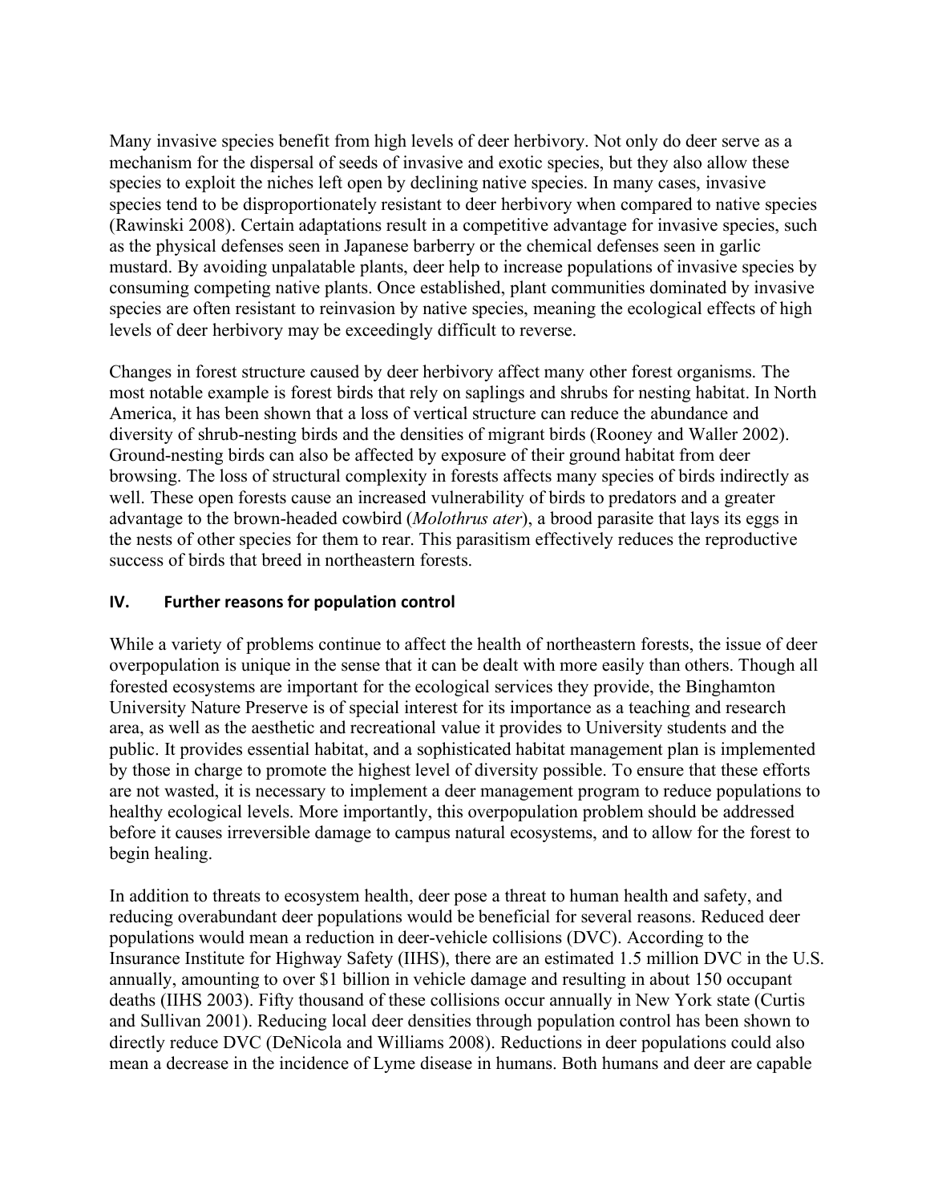Many invasive species benefit from high levels of deer herbivory. Not only do deer serve as a mechanism for the dispersal of seeds of invasive and exotic species, but they also allow these species to exploit the niches left open by declining native species. In many cases, invasive species tend to be disproportionately resistant to deer herbivory when compared to native species (Rawinski 2008). Certain adaptations result in a competitive advantage for invasive species, such as the physical defenses seen in Japanese barberry or the chemical defenses seen in garlic mustard. By avoiding unpalatable plants, deer help to increase populations of invasive species by consuming competing native plants. Once established, plant communities dominated by invasive species are often resistant to reinvasion by native species, meaning the ecological effects of high levels of deer herbivory may be exceedingly difficult to reverse.

Changes in forest structure caused by deer herbivory affect many other forest organisms. The most notable example is forest birds that rely on saplings and shrubs for nesting habitat. In North America, it has been shown that a loss of vertical structure can reduce the abundance and diversity of shrub-nesting birds and the densities of migrant birds (Rooney and Waller 2002). Ground-nesting birds can also be affected by exposure of their ground habitat from deer browsing. The loss of structural complexity in forests affects many species of birds indirectly as well. These open forests cause an increased vulnerability of birds to predators and a greater advantage to the brown-headed cowbird (*Molothrus ater*), a brood parasite that lays its eggs in the nests of other species for them to rear. This parasitism effectively reduces the reproductive success of birds that breed in northeastern forests.

## IV. Further reasons for population control

While a variety of problems continue to affect the health of northeastern forests, the issue of deer overpopulation is unique in the sense that it can be dealt with more easily than others. Though all forested ecosystems are important for the ecological services they provide, the Binghamton University Nature Preserve is of special interest for its importance as a teaching and research area, as well as the aesthetic and recreational value it provides to University students and the public. It provides essential habitat, and a sophisticated habitat management plan is implemented by those in charge to promote the highest level of diversity possible. To ensure that these efforts are not wasted, it is necessary to implement a deer management program to reduce populations to healthy ecological levels. More importantly, this overpopulation problem should be addressed before it causes irreversible damage to campus natural ecosystems, and to allow for the forest to begin healing.

In addition to threats to ecosystem health, deer pose a threat to human health and safety, and reducing overabundant deer populations would be beneficial for several reasons. Reduced deer populations would mean a reduction in deer-vehicle collisions (DVC). According to the Insurance Institute for Highway Safety (IIHS), there are an estimated 1.5 million DVC in the U.S. annually, amounting to over $1 billion in vehicle damage and resulting in about 150 occupant deaths (IIHS 2003). Fifty thousand of these collisions occur annually in New York state (Curtis and Sullivan 2001). Reducing local deer densities through population control has been shown to directly reduce DVC (DeNicola and Williams 2008). Reductions in deer populations could also mean a decrease in the incidence of Lyme disease in humans. Both humans and deer are capable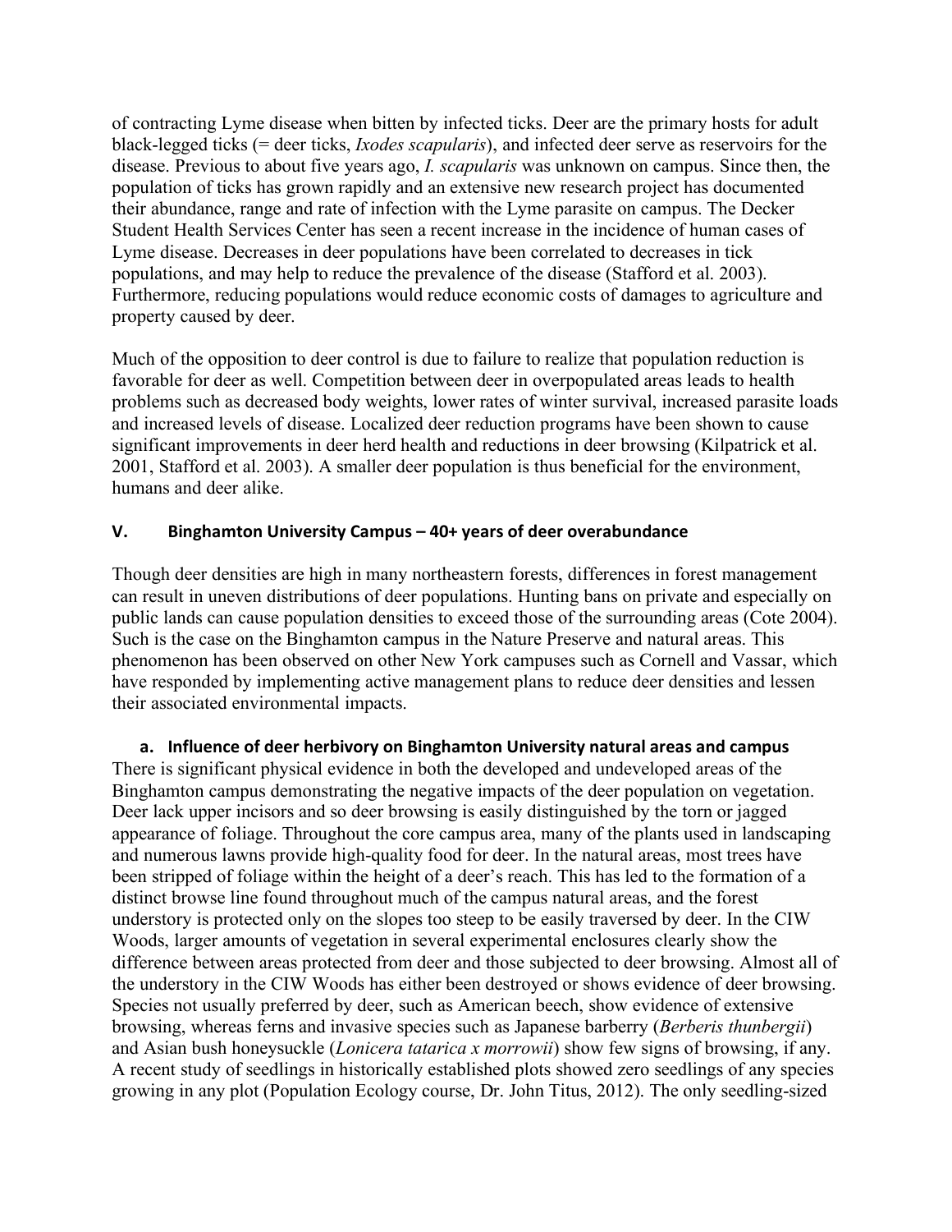of contracting Lyme disease when bitten by infected ticks. Deer are the primary hosts for adult black-legged ticks (= deer ticks, *Ixodes scapularis*), and infected deer serve as reservoirs for the disease. Previous to about five years ago, *I. scapularis* was unknown on campus. Since then, the population of ticks has grown rapidly and an extensive new research project has documented their abundance, range and rate of infection with the Lyme parasite on campus. The Decker Student Health Services Center has seen a recent increase in the incidence of human cases of Lyme disease. Decreases in deer populations have been correlated to decreases in tick populations, and may help to reduce the prevalence of the disease (Stafford et al. 2003). Furthermore, reducing populations would reduce economic costs of damages to agriculture and property caused by deer.

Much of the opposition to deer control is due to failure to realize that population reduction is favorable for deer as well. Competition between deer in overpopulated areas leads to health problems such as decreased body weights, lower rates of winter survival, increased parasite loads and increased levels of disease. Localized deer reduction programs have been shown to cause significant improvements in deer herd health and reductions in deer browsing (Kilpatrick et al. 2001, Stafford et al. 2003). A smaller deer population is thus beneficial for the environment, humans and deer alike.

## V. Binghamton University Campus – 40+ years of deer overabundance

Though deer densities are high in many northeastern forests, differences in forest management can result in uneven distributions of deer populations. Hunting bans on private and especially on public lands can cause population densities to exceed those of the surrounding areas (Cote 2004). Such is the case on the Binghamton campus in the Nature Preserve and natural areas. This phenomenon has been observed on other New York campuses such as Cornell and Vassar, which have responded by implementing active management plans to reduce deer densities and lessen their associated environmental impacts.

### a. Influence of deer herbivory on Binghamton University natural areas and campus

There is significant physical evidence in both the developed and undeveloped areas of the Binghamton campus demonstrating the negative impacts of the deer population on vegetation. Deer lack upper incisors and so deer browsing is easily distinguished by the torn or jagged appearance of foliage. Throughout the core campus area, many of the plants used in landscaping and numerous lawns provide high-quality food for deer. In the natural areas, most trees have been stripped of foliage within the height of a deer's reach. This has led to the formation of a distinct browse line found throughout much of the campus natural areas, and the forest understory is protected only on the slopes too steep to be easily traversed by deer. In the CIW Woods, larger amounts of vegetation in several experimental enclosures clearly show the difference between areas protected from deer and those subjected to deer browsing. Almost all of the understory in the CIW Woods has either been destroyed or shows evidence of deer browsing. Species not usually preferred by deer, such as American beech, show evidence of extensive browsing, whereas ferns and invasive species such as Japanese barberry (*Berberis thunbergii*) and Asian bush honeysuckle (*Lonicera tatarica x morrowii*) show few signs of browsing, if any. A recent study of seedlings in historically established plots showed zero seedlings of any species growing in any plot (Population Ecology course, Dr. John Titus, 2012). The only seedling-sized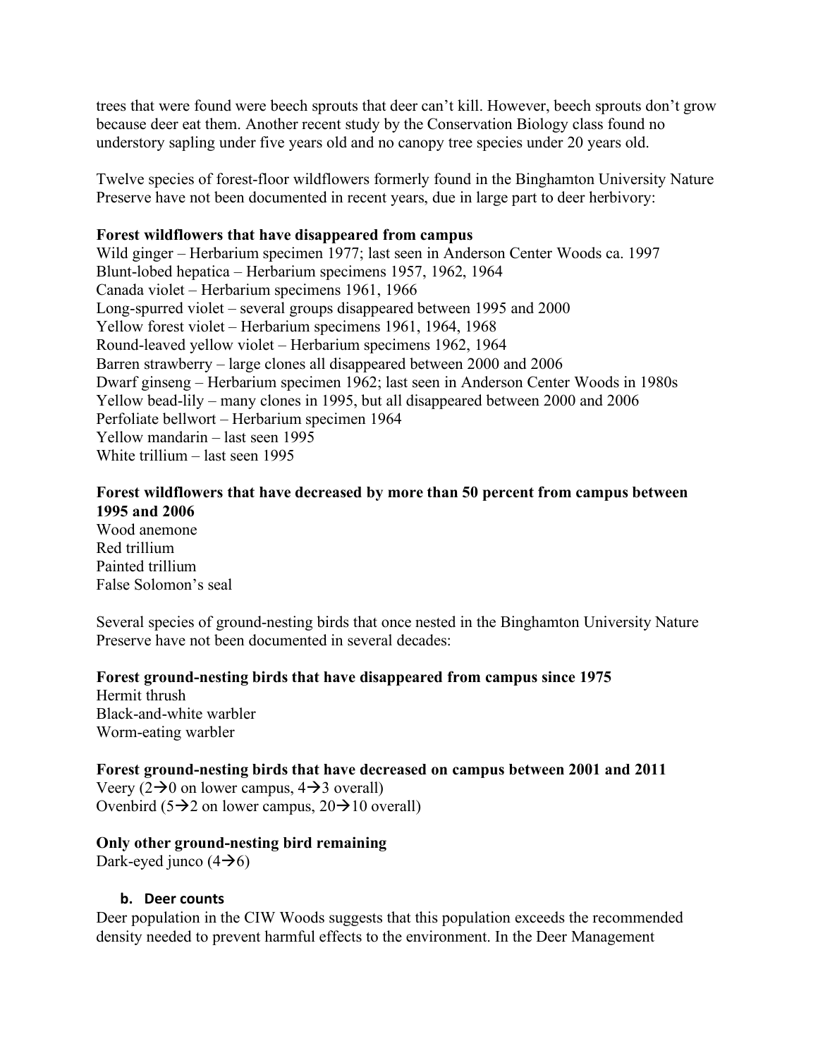trees that were found were beech sprouts that deer can't kill. However, beech sprouts don't grow because deer eat them. Another recent study by the Conservation Biology class found no understory sapling under five years old and no canopy tree species under 20 years old.

Twelve species of forest-floor wildflowers formerly found in the Binghamton University Nature Preserve have not been documented in recent years, due in large part to deer herbivory:

**Forest wildflowers that have disappeared from campus**

Wild ginger – Herbarium specimen 1977; last seen in Anderson Center Woods ca. 1997
Blunt-lobed hepatica – Herbarium specimens 1957, 1962, 1964
Canada violet – Herbarium specimens 1961, 1966
Long-spurred violet – several groups disappeared between 1995 and 2000
Yellow forest violet – Herbarium specimens 1961, 1964, 1968
Round-leaved yellow violet – Herbarium specimens 1962, 1964
Barren strawberry – large clones all disappeared between 2000 and 2006
Dwarf ginseng – Herbarium specimen 1962; last seen in Anderson Center Woods in 1980s
Yellow bead-lily – many clones in 1995, but all disappeared between 2000 and 2006
Perfoliate bellwort – Herbarium specimen 1964
Yellow mandarin – last seen 1995
White trillium – last seen 1995

**Forest wildflowers that have decreased by more than 50 percent from campus between 1995 and 2006**

Wood anemone
Red trillium
Painted trillium
False Solomon's seal

Several species of ground-nesting birds that once nested in the Binghamton University Nature Preserve have not been documented in several decades:

**Forest ground-nesting birds that have disappeared from campus since 1975**

Hermit thrush
Black-and-white warbler
Worm-eating warbler

**Forest ground-nesting birds that have decreased on campus between 2001 and 2011**

Veery (2→0 on lower campus, 4→3 overall)
Ovenbird (5→2 on lower campus, 20→10 overall)

**Only other ground-nesting bird remaining**

Dark-eyed junco (4→6)

### b. Deer counts

Deer population in the CIW Woods suggests that this population exceeds the recommended density needed to prevent harmful effects to the environment. In the Deer Management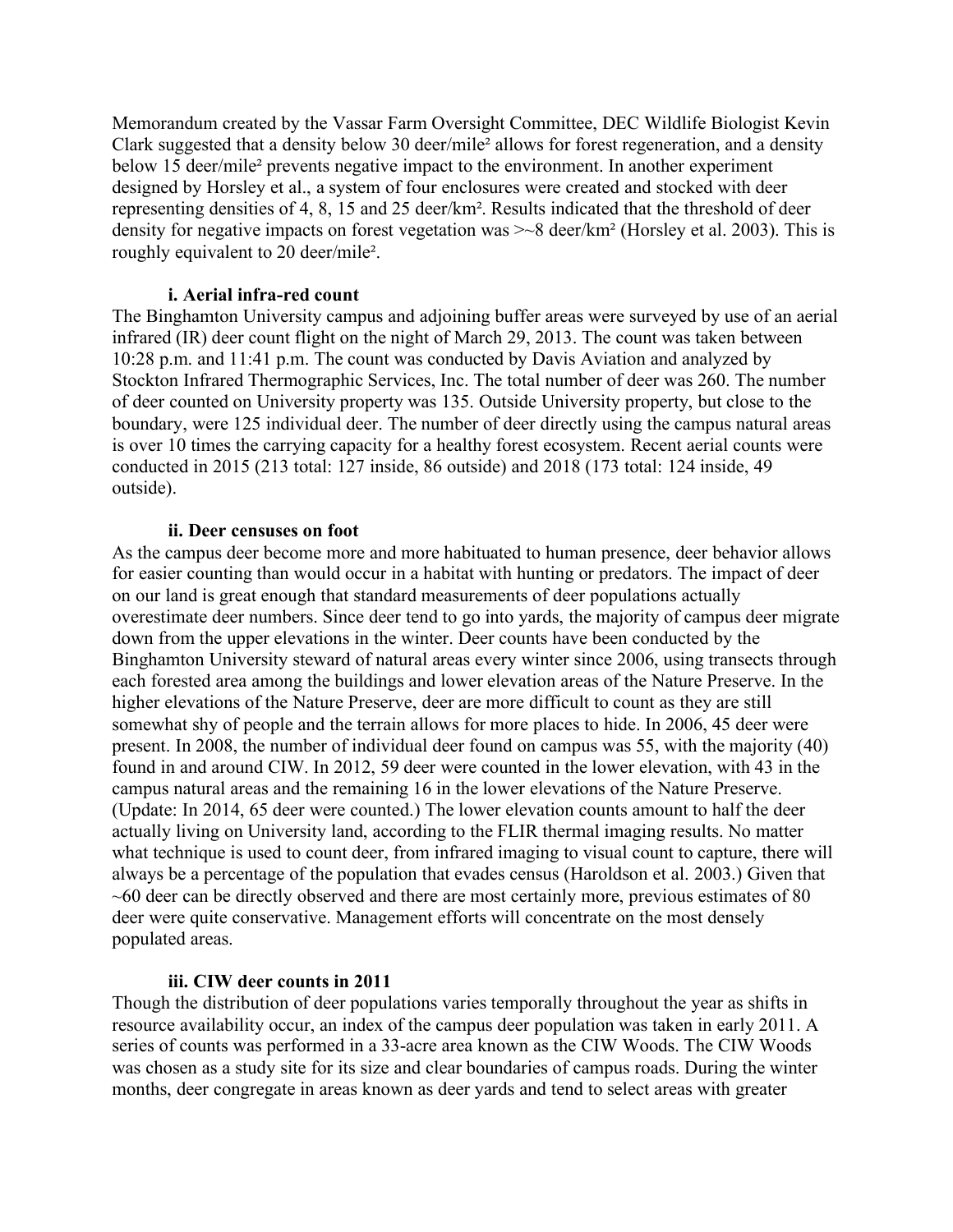Memorandum created by the Vassar Farm Oversight Committee, DEC Wildlife Biologist Kevin Clark suggested that a density below 30 deer/mile² allows for forest regeneration, and a density below 15 deer/mile² prevents negative impact to the environment. In another experiment designed by Horsley et al., a system of four enclosures were created and stocked with deer representing densities of 4, 8, 15 and 25 deer/km². Results indicated that the threshold of deer density for negative impacts on forest vegetation was >~8 deer/km² (Horsley et al. 2003). This is roughly equivalent to 20 deer/mile².

#### i. Aerial infra-red count

The Binghamton University campus and adjoining buffer areas were surveyed by use of an aerial infrared (IR) deer count flight on the night of March 29, 2013. The count was taken between 10:28 p.m. and 11:41 p.m. The count was conducted by Davis Aviation and analyzed by Stockton Infrared Thermographic Services, Inc. The total number of deer was 260. The number of deer counted on University property was 135. Outside University property, but close to the boundary, were 125 individual deer. The number of deer directly using the campus natural areas is over 10 times the carrying capacity for a healthy forest ecosystem. Recent aerial counts were conducted in 2015 (213 total: 127 inside, 86 outside) and 2018 (173 total: 124 inside, 49 outside).

#### ii. Deer censuses on foot

As the campus deer become more and more habituated to human presence, deer behavior allows for easier counting than would occur in a habitat with hunting or predators. The impact of deer on our land is great enough that standard measurements of deer populations actually overestimate deer numbers. Since deer tend to go into yards, the majority of campus deer migrate down from the upper elevations in the winter. Deer counts have been conducted by the Binghamton University steward of natural areas every winter since 2006, using transects through each forested area among the buildings and lower elevation areas of the Nature Preserve. In the higher elevations of the Nature Preserve, deer are more difficult to count as they are still somewhat shy of people and the terrain allows for more places to hide. In 2006, 45 deer were present. In 2008, the number of individual deer found on campus was 55, with the majority (40) found in and around CIW. In 2012, 59 deer were counted in the lower elevation, with 43 in the campus natural areas and the remaining 16 in the lower elevations of the Nature Preserve. (Update: In 2014, 65 deer were counted.) The lower elevation counts amount to half the deer actually living on University land, according to the FLIR thermal imaging results. No matter what technique is used to count deer, from infrared imaging to visual count to capture, there will always be a percentage of the population that evades census (Haroldson et al. 2003.) Given that ~60 deer can be directly observed and there are most certainly more, previous estimates of 80 deer were quite conservative. Management efforts will concentrate on the most densely populated areas.

#### iii. CIW deer counts in 2011

Though the distribution of deer populations varies temporally throughout the year as shifts in resource availability occur, an index of the campus deer population was taken in early 2011. A series of counts was performed in a 33-acre area known as the CIW Woods. The CIW Woods was chosen as a study site for its size and clear boundaries of campus roads. During the winter months, deer congregate in areas known as deer yards and tend to select areas with greater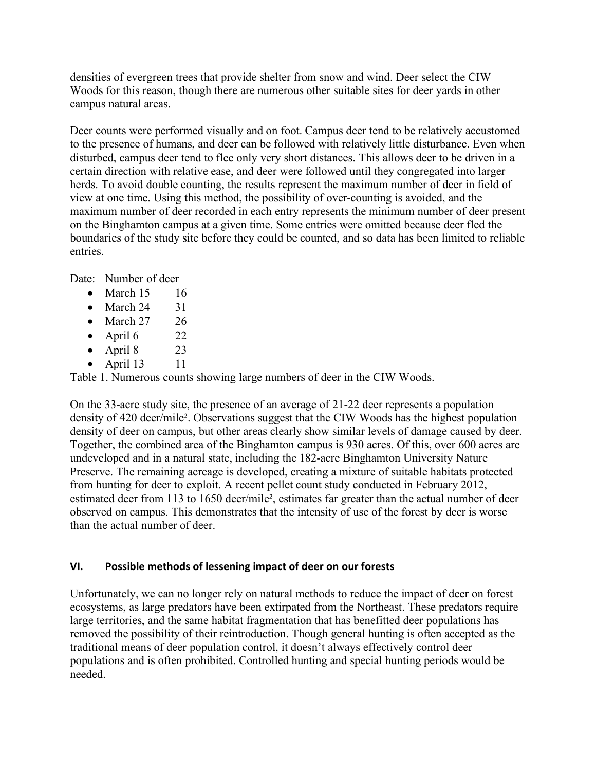densities of evergreen trees that provide shelter from snow and wind. Deer select the CIW Woods for this reason, though there are numerous other suitable sites for deer yards in other campus natural areas.

Deer counts were performed visually and on foot. Campus deer tend to be relatively accustomed to the presence of humans, and deer can be followed with relatively little disturbance. Even when disturbed, campus deer tend to flee only very short distances. This allows deer to be driven in a certain direction with relative ease, and deer were followed until they congregated into larger herds. To avoid double counting, the results represent the maximum number of deer in field of view at one time. Using this method, the possibility of over-counting is avoided, and the maximum number of deer recorded in each entry represents the minimum number of deer present on the Binghamton campus at a given time. Some entries were omitted because deer fled the boundaries of the study site before they could be counted, and so data has been limited to reliable entries.

Date: Number of deer

- March 15 16
- March 24 31
- March 27 26
- April 6 22
- April 8 23
- April 13 11

Table 1. Numerous counts showing large numbers of deer in the CIW Woods.

On the 33-acre study site, the presence of an average of 21-22 deer represents a population density of 420 deer/mile². Observations suggest that the CIW Woods has the highest population density of deer on campus, but other areas clearly show similar levels of damage caused by deer. Together, the combined area of the Binghamton campus is 930 acres. Of this, over 600 acres are undeveloped and in a natural state, including the 182-acre Binghamton University Nature Preserve. The remaining acreage is developed, creating a mixture of suitable habitats protected from hunting for deer to exploit. A recent pellet count study conducted in February 2012, estimated deer from 113 to 1650 deer/mile², estimates far greater than the actual number of deer observed on campus. This demonstrates that the intensity of use of the forest by deer is worse than the actual number of deer.

## VI. Possible methods of lessening impact of deer on our forests

Unfortunately, we can no longer rely on natural methods to reduce the impact of deer on forest ecosystems, as large predators have been extirpated from the Northeast. These predators require large territories, and the same habitat fragmentation that has benefitted deer populations has removed the possibility of their reintroduction. Though general hunting is often accepted as the traditional means of deer population control, it doesn't always effectively control deer populations and is often prohibited. Controlled hunting and special hunting periods would be needed.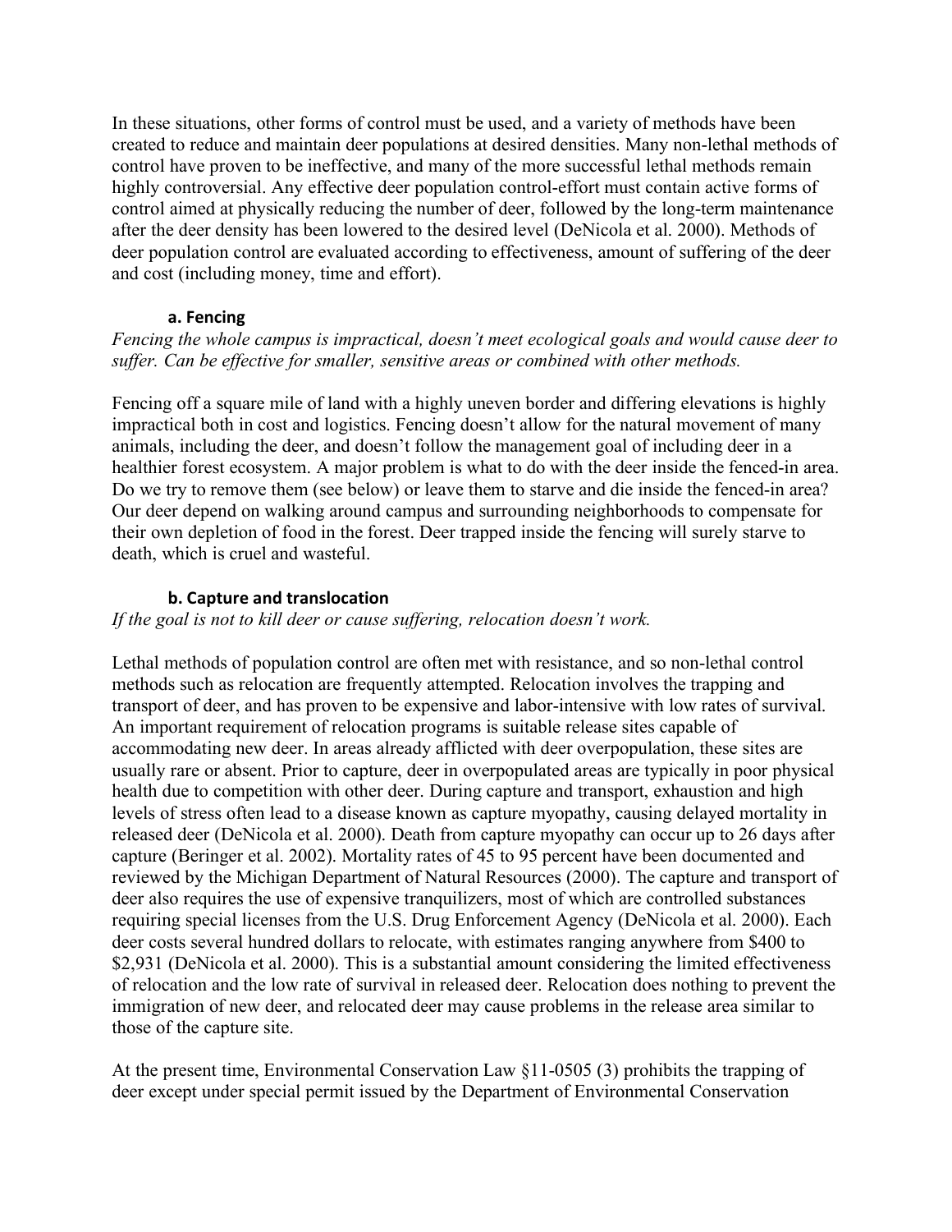In these situations, other forms of control must be used, and a variety of methods have been created to reduce and maintain deer populations at desired densities. Many non-lethal methods of control have proven to be ineffective, and many of the more successful lethal methods remain highly controversial. Any effective deer population control-effort must contain active forms of control aimed at physically reducing the number of deer, followed by the long-term maintenance after the deer density has been lowered to the desired level (DeNicola et al. 2000). Methods of deer population control are evaluated according to effectiveness, amount of suffering of the deer and cost (including money, time and effort).

### a. Fencing

*Fencing the whole campus is impractical, doesn't meet ecological goals and would cause deer to suffer. Can be effective for smaller, sensitive areas or combined with other methods.*

Fencing off a square mile of land with a highly uneven border and differing elevations is highly impractical both in cost and logistics. Fencing doesn't allow for the natural movement of many animals, including the deer, and doesn't follow the management goal of including deer in a healthier forest ecosystem. A major problem is what to do with the deer inside the fenced-in area. Do we try to remove them (see below) or leave them to starve and die inside the fenced-in area? Our deer depend on walking around campus and surrounding neighborhoods to compensate for their own depletion of food in the forest. Deer trapped inside the fencing will surely starve to death, which is cruel and wasteful.

### b. Capture and translocation

*If the goal is not to kill deer or cause suffering, relocation doesn't work.*

Lethal methods of population control are often met with resistance, and so non-lethal control methods such as relocation are frequently attempted. Relocation involves the trapping and transport of deer, and has proven to be expensive and labor-intensive with low rates of survival. An important requirement of relocation programs is suitable release sites capable of accommodating new deer. In areas already afflicted with deer overpopulation, these sites are usually rare or absent. Prior to capture, deer in overpopulated areas are typically in poor physical health due to competition with other deer. During capture and transport, exhaustion and high levels of stress often lead to a disease known as capture myopathy, causing delayed mortality in released deer (DeNicola et al. 2000). Death from capture myopathy can occur up to 26 days after capture (Beringer et al. 2002). Mortality rates of 45 to 95 percent have been documented and reviewed by the Michigan Department of Natural Resources (2000). The capture and transport of deer also requires the use of expensive tranquilizers, most of which are controlled substances requiring special licenses from the U.S. Drug Enforcement Agency (DeNicola et al. 2000). Each deer costs several hundred dollars to relocate, with estimates ranging anywhere from $400 to $2,931 (DeNicola et al. 2000). This is a substantial amount considering the limited effectiveness of relocation and the low rate of survival in released deer. Relocation does nothing to prevent the immigration of new deer, and relocated deer may cause problems in the release area similar to those of the capture site.

At the present time, Environmental Conservation Law §11-0505 (3) prohibits the trapping of deer except under special permit issued by the Department of Environmental Conservation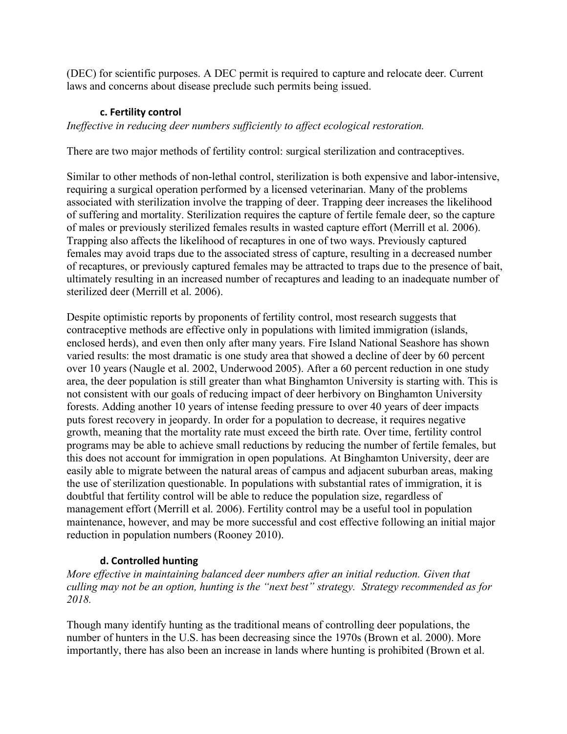(DEC) for scientific purposes. A DEC permit is required to capture and relocate deer. Current laws and concerns about disease preclude such permits being issued.

### c. Fertility control

*Ineffective in reducing deer numbers sufficiently to affect ecological restoration.*

There are two major methods of fertility control: surgical sterilization and contraceptives.

Similar to other methods of non-lethal control, sterilization is both expensive and labor-intensive, requiring a surgical operation performed by a licensed veterinarian. Many of the problems associated with sterilization involve the trapping of deer. Trapping deer increases the likelihood of suffering and mortality. Sterilization requires the capture of fertile female deer, so the capture of males or previously sterilized females results in wasted capture effort (Merrill et al. 2006). Trapping also affects the likelihood of recaptures in one of two ways. Previously captured females may avoid traps due to the associated stress of capture, resulting in a decreased number of recaptures, or previously captured females may be attracted to traps due to the presence of bait, ultimately resulting in an increased number of recaptures and leading to an inadequate number of sterilized deer (Merrill et al. 2006).

Despite optimistic reports by proponents of fertility control, most research suggests that contraceptive methods are effective only in populations with limited immigration (islands, enclosed herds), and even then only after many years. Fire Island National Seashore has shown varied results: the most dramatic is one study area that showed a decline of deer by 60 percent over 10 years (Naugle et al. 2002, Underwood 2005). After a 60 percent reduction in one study area, the deer population is still greater than what Binghamton University is starting with. This is not consistent with our goals of reducing impact of deer herbivory on Binghamton University forests. Adding another 10 years of intense feeding pressure to over 40 years of deer impacts puts forest recovery in jeopardy. In order for a population to decrease, it requires negative growth, meaning that the mortality rate must exceed the birth rate. Over time, fertility control programs may be able to achieve small reductions by reducing the number of fertile females, but this does not account for immigration in open populations. At Binghamton University, deer are easily able to migrate between the natural areas of campus and adjacent suburban areas, making the use of sterilization questionable. In populations with substantial rates of immigration, it is doubtful that fertility control will be able to reduce the population size, regardless of management effort (Merrill et al. 2006). Fertility control may be a useful tool in population maintenance, however, and may be more successful and cost effective following an initial major reduction in population numbers (Rooney 2010).

### d. Controlled hunting

*More effective in maintaining balanced deer numbers after an initial reduction. Given that culling may not be an option, hunting is the "next best" strategy. Strategy recommended as for 2018.*

Though many identify hunting as the traditional means of controlling deer populations, the number of hunters in the U.S. has been decreasing since the 1970s (Brown et al. 2000). More importantly, there has also been an increase in lands where hunting is prohibited (Brown et al.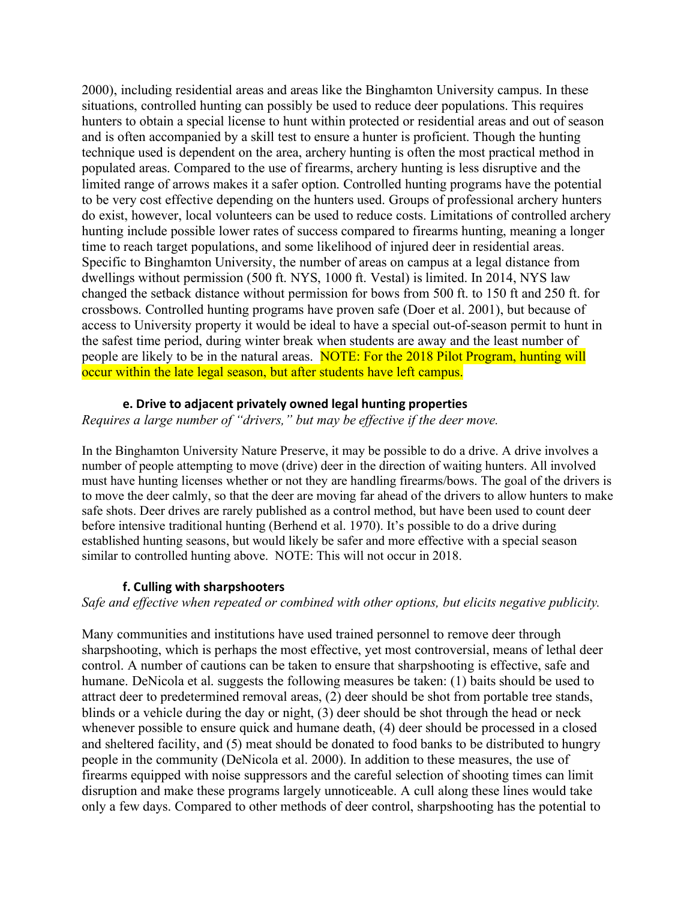2000), including residential areas and areas like the Binghamton University campus. In these situations, controlled hunting can possibly be used to reduce deer populations. This requires hunters to obtain a special license to hunt within protected or residential areas and out of season and is often accompanied by a skill test to ensure a hunter is proficient. Though the hunting technique used is dependent on the area, archery hunting is often the most practical method in populated areas. Compared to the use of firearms, archery hunting is less disruptive and the limited range of arrows makes it a safer option. Controlled hunting programs have the potential to be very cost effective depending on the hunters used. Groups of professional archery hunters do exist, however, local volunteers can be used to reduce costs. Limitations of controlled archery hunting include possible lower rates of success compared to firearms hunting, meaning a longer time to reach target populations, and some likelihood of injured deer in residential areas. Specific to Binghamton University, the number of areas on campus at a legal distance from dwellings without permission (500 ft. NYS, 1000 ft. Vestal) is limited. In 2014, NYS law changed the setback distance without permission for bows from 500 ft. to 150 ft and 250 ft. for crossbows. Controlled hunting programs have proven safe (Doer et al. 2001), but because of access to University property it would be ideal to have a special out-of-season permit to hunt in the safest time period, during winter break when students are away and the least number of people are likely to be in the natural areas. NOTE: For the 2018 Pilot Program, hunting will occur within the late legal season, but after students have left campus.

#### e. Drive to adjacent privately owned legal hunting properties

*Requires a large number of "drivers," but may be effective if the deer move.*

In the Binghamton University Nature Preserve, it may be possible to do a drive. A drive involves a number of people attempting to move (drive) deer in the direction of waiting hunters. All involved must have hunting licenses whether or not they are handling firearms/bows. The goal of the drivers is to move the deer calmly, so that the deer are moving far ahead of the drivers to allow hunters to make safe shots. Deer drives are rarely published as a control method, but have been used to count deer before intensive traditional hunting (Berhend et al. 1970). It's possible to do a drive during established hunting seasons, but would likely be safer and more effective with a special season similar to controlled hunting above. NOTE: This will not occur in 2018.

#### f. Culling with sharpshooters

*Safe and effective when repeated or combined with other options, but elicits negative publicity.*

Many communities and institutions have used trained personnel to remove deer through sharpshooting, which is perhaps the most effective, yet most controversial, means of lethal deer control. A number of cautions can be taken to ensure that sharpshooting is effective, safe and humane. DeNicola et al. suggests the following measures be taken: (1) baits should be used to attract deer to predetermined removal areas, (2) deer should be shot from portable tree stands, blinds or a vehicle during the day or night, (3) deer should be shot through the head or neck whenever possible to ensure quick and humane death, (4) deer should be processed in a closed and sheltered facility, and (5) meat should be donated to food banks to be distributed to hungry people in the community (DeNicola et al. 2000). In addition to these measures, the use of firearms equipped with noise suppressors and the careful selection of shooting times can limit disruption and make these programs largely unnoticeable. A cull along these lines would take only a few days. Compared to other methods of deer control, sharpshooting has the potential to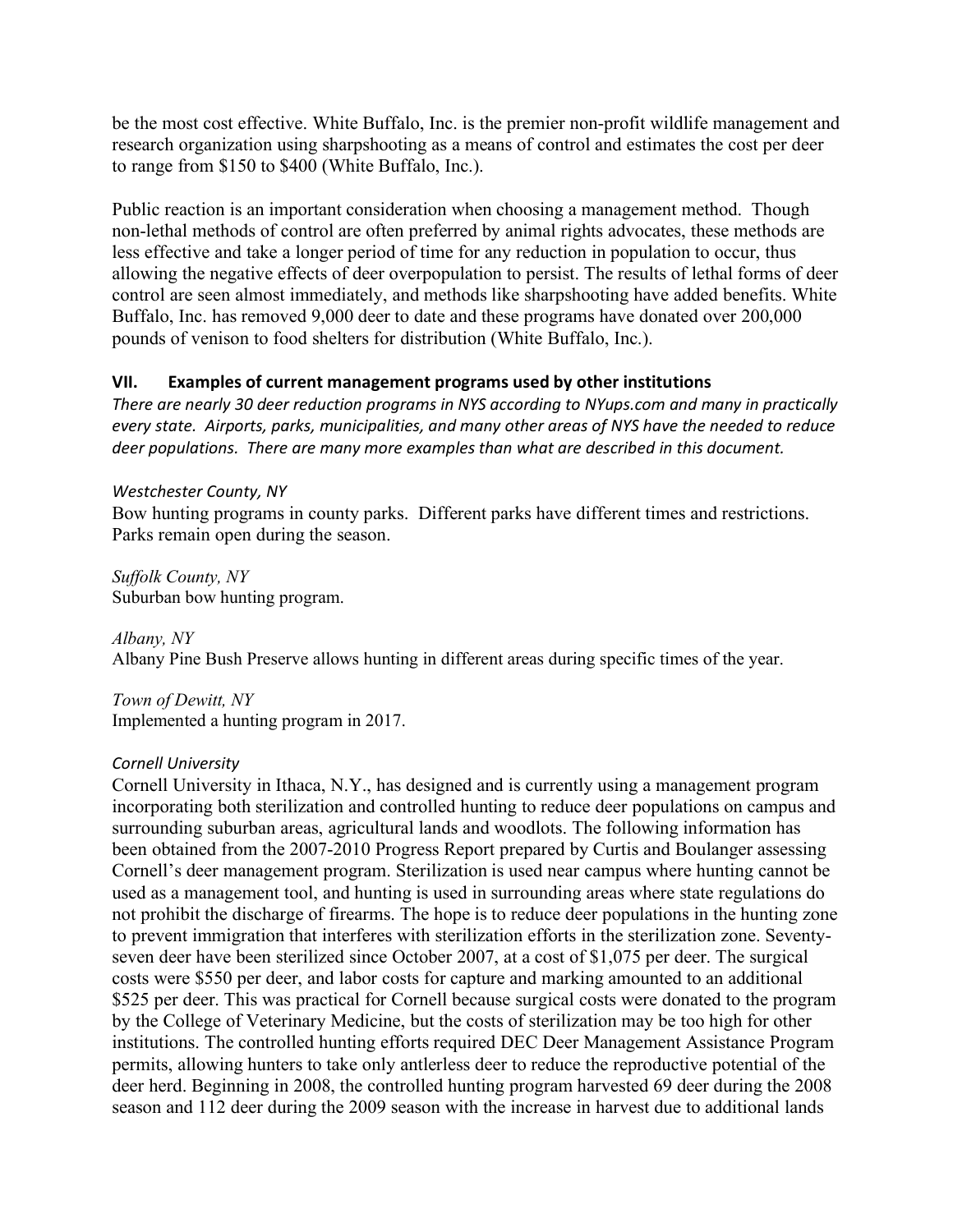be the most cost effective. White Buffalo, Inc. is the premier non-profit wildlife management and research organization using sharpshooting as a means of control and estimates the cost per deer to range from $150 to $400 (White Buffalo, Inc.).

Public reaction is an important consideration when choosing a management method. Though non-lethal methods of control are often preferred by animal rights advocates, these methods are less effective and take a longer period of time for any reduction in population to occur, thus allowing the negative effects of deer overpopulation to persist. The results of lethal forms of deer control are seen almost immediately, and methods like sharpshooting have added benefits. White Buffalo, Inc. has removed 9,000 deer to date and these programs have donated over 200,000 pounds of venison to food shelters for distribution (White Buffalo, Inc.).

## VII. Examples of current management programs used by other institutions

*There are nearly 30 deer reduction programs in NYS according to NYups.com and many in practically every state. Airports, parks, municipalities, and many other areas of NYS have the needed to reduce deer populations. There are many more examples than what are described in this document.*

*Westchester County, NY*
Bow hunting programs in county parks. Different parks have different times and restrictions. Parks remain open during the season.

*Suffolk County, NY*
Suburban bow hunting program.

*Albany, NY*
Albany Pine Bush Preserve allows hunting in different areas during specific times of the year.

*Town of Dewitt, NY*
Implemented a hunting program in 2017.

*Cornell University*
Cornell University in Ithaca, N.Y., has designed and is currently using a management program incorporating both sterilization and controlled hunting to reduce deer populations on campus and surrounding suburban areas, agricultural lands and woodlots. The following information has been obtained from the 2007-2010 Progress Report prepared by Curtis and Boulanger assessing Cornell's deer management program. Sterilization is used near campus where hunting cannot be used as a management tool, and hunting is used in surrounding areas where state regulations do not prohibit the discharge of firearms. The hope is to reduce deer populations in the hunting zone to prevent immigration that interferes with sterilization efforts in the sterilization zone. Seventy-seven deer have been sterilized since October 2007, at a cost of $1,075 per deer. The surgical costs were $550 per deer, and labor costs for capture and marking amounted to an additional $525 per deer. This was practical for Cornell because surgical costs were donated to the program by the College of Veterinary Medicine, but the costs of sterilization may be too high for other institutions. The controlled hunting efforts required DEC Deer Management Assistance Program permits, allowing hunters to take only antlerless deer to reduce the reproductive potential of the deer herd. Beginning in 2008, the controlled hunting program harvested 69 deer during the 2008 season and 112 deer during the 2009 season with the increase in harvest due to additional lands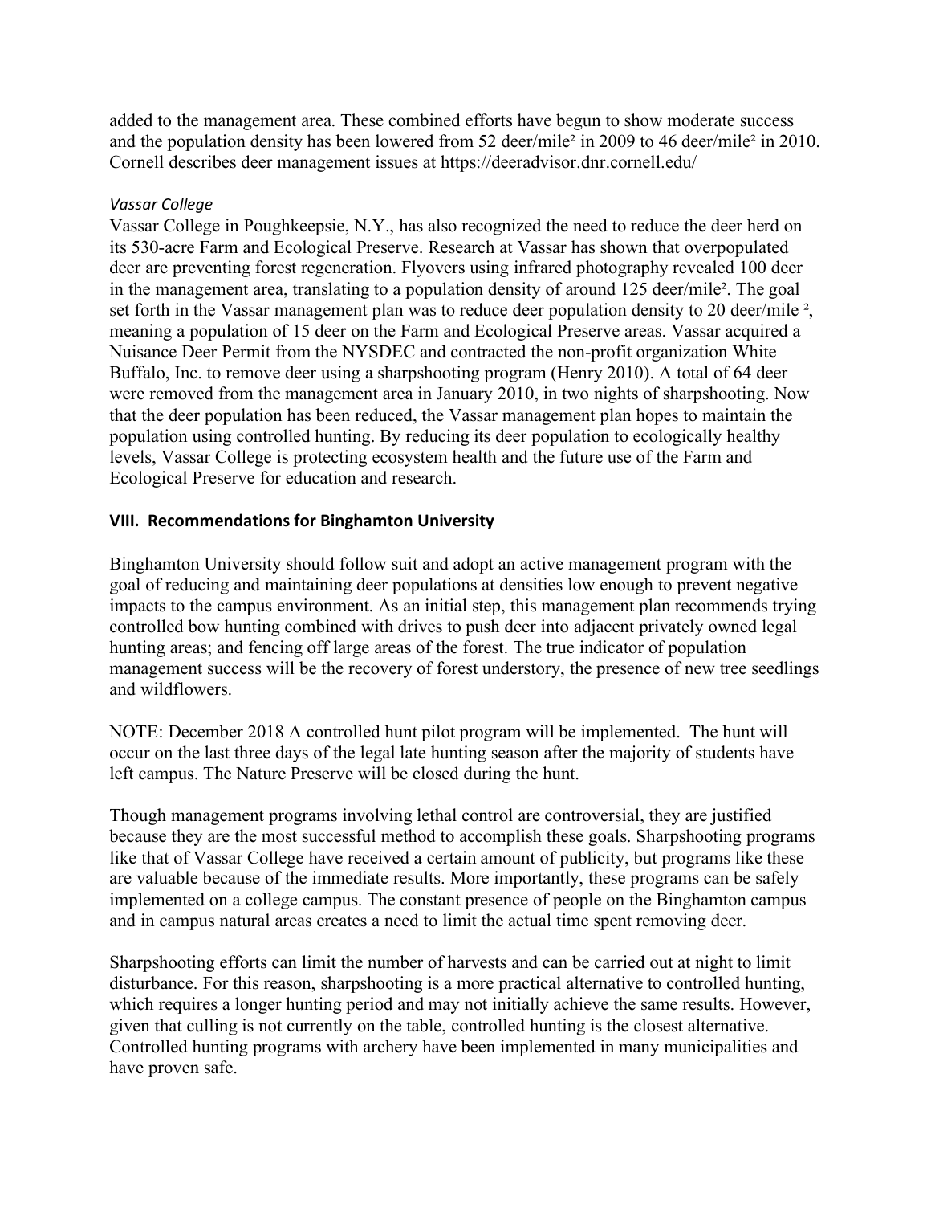added to the management area. These combined efforts have begun to show moderate success and the population density has been lowered from 52 deer/mile² in 2009 to 46 deer/mile² in 2010. Cornell describes deer management issues at https://deeradvisor.dnr.cornell.edu/

*Vassar College*

Vassar College in Poughkeepsie, N.Y., has also recognized the need to reduce the deer herd on its 530-acre Farm and Ecological Preserve. Research at Vassar has shown that overpopulated deer are preventing forest regeneration. Flyovers using infrared photography revealed 100 deer in the management area, translating to a population density of around 125 deer/mile². The goal set forth in the Vassar management plan was to reduce deer population density to 20 deer/mile ², meaning a population of 15 deer on the Farm and Ecological Preserve areas. Vassar acquired a Nuisance Deer Permit from the NYSDEC and contracted the non-profit organization White Buffalo, Inc. to remove deer using a sharpshooting program (Henry 2010). A total of 64 deer were removed from the management area in January 2010, in two nights of sharpshooting. Now that the deer population has been reduced, the Vassar management plan hopes to maintain the population using controlled hunting. By reducing its deer population to ecologically healthy levels, Vassar College is protecting ecosystem health and the future use of the Farm and Ecological Preserve for education and research.

## VIII. Recommendations for Binghamton University

Binghamton University should follow suit and adopt an active management program with the goal of reducing and maintaining deer populations at densities low enough to prevent negative impacts to the campus environment. As an initial step, this management plan recommends trying controlled bow hunting combined with drives to push deer into adjacent privately owned legal hunting areas; and fencing off large areas of the forest. The true indicator of population management success will be the recovery of forest understory, the presence of new tree seedlings and wildflowers.

NOTE: December 2018 A controlled hunt pilot program will be implemented. The hunt will occur on the last three days of the legal late hunting season after the majority of students have left campus. The Nature Preserve will be closed during the hunt.

Though management programs involving lethal control are controversial, they are justified because they are the most successful method to accomplish these goals. Sharpshooting programs like that of Vassar College have received a certain amount of publicity, but programs like these are valuable because of the immediate results. More importantly, these programs can be safely implemented on a college campus. The constant presence of people on the Binghamton campus and in campus natural areas creates a need to limit the actual time spent removing deer.

Sharpshooting efforts can limit the number of harvests and can be carried out at night to limit disturbance. For this reason, sharpshooting is a more practical alternative to controlled hunting, which requires a longer hunting period and may not initially achieve the same results. However, given that culling is not currently on the table, controlled hunting is the closest alternative. Controlled hunting programs with archery have been implemented in many municipalities and have proven safe.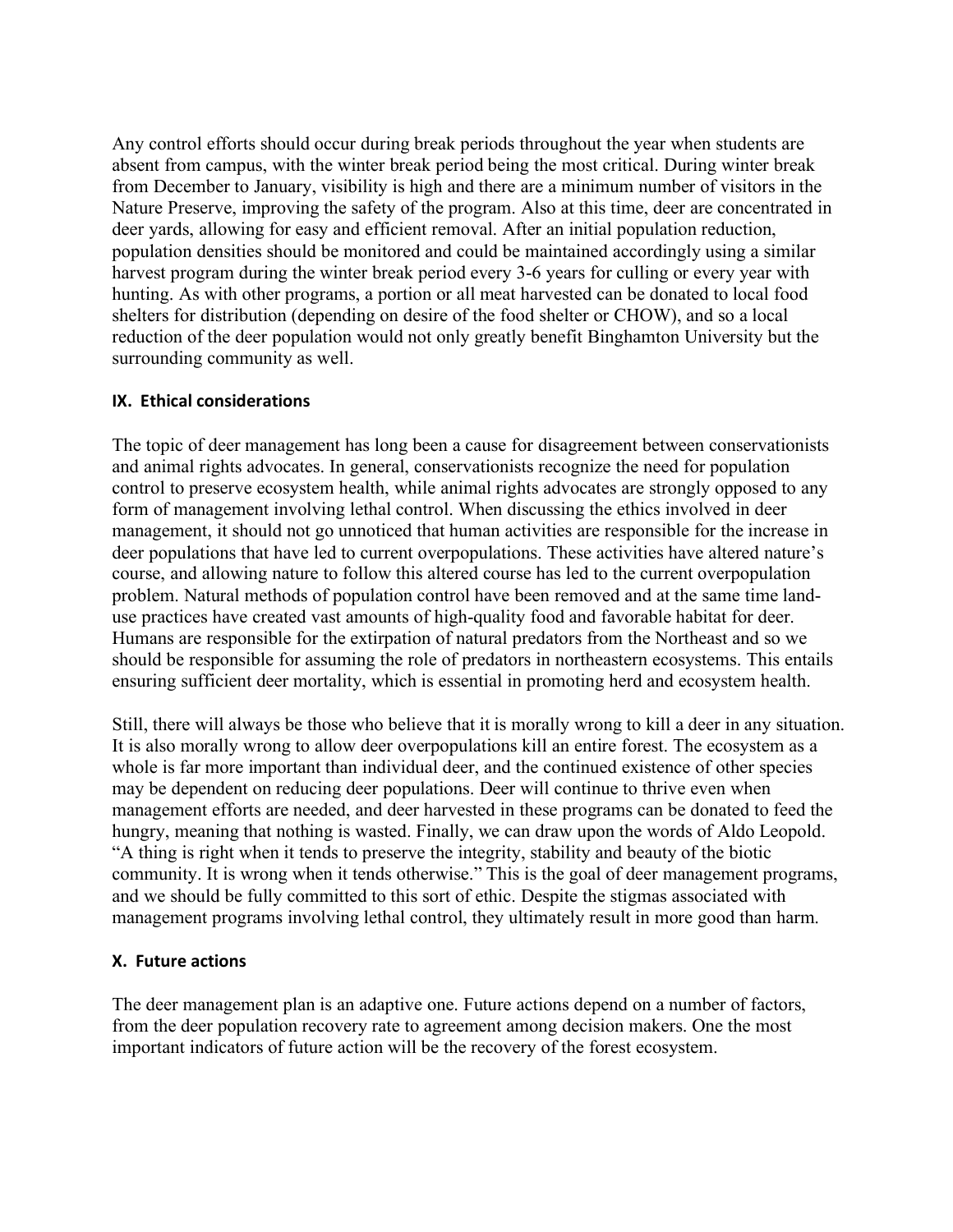Any control efforts should occur during break periods throughout the year when students are absent from campus, with the winter break period being the most critical. During winter break from December to January, visibility is high and there are a minimum number of visitors in the Nature Preserve, improving the safety of the program. Also at this time, deer are concentrated in deer yards, allowing for easy and efficient removal. After an initial population reduction, population densities should be monitored and could be maintained accordingly using a similar harvest program during the winter break period every 3-6 years for culling or every year with hunting. As with other programs, a portion or all meat harvested can be donated to local food shelters for distribution (depending on desire of the food shelter or CHOW), and so a local reduction of the deer population would not only greatly benefit Binghamton University but the surrounding community as well.

## IX. Ethical considerations

The topic of deer management has long been a cause for disagreement between conservationists and animal rights advocates. In general, conservationists recognize the need for population control to preserve ecosystem health, while animal rights advocates are strongly opposed to any form of management involving lethal control. When discussing the ethics involved in deer management, it should not go unnoticed that human activities are responsible for the increase in deer populations that have led to current overpopulations. These activities have altered nature's course, and allowing nature to follow this altered course has led to the current overpopulation problem. Natural methods of population control have been removed and at the same time land-use practices have created vast amounts of high-quality food and favorable habitat for deer. Humans are responsible for the extirpation of natural predators from the Northeast and so we should be responsible for assuming the role of predators in northeastern ecosystems. This entails ensuring sufficient deer mortality, which is essential in promoting herd and ecosystem health.

Still, there will always be those who believe that it is morally wrong to kill a deer in any situation. It is also morally wrong to allow deer overpopulations kill an entire forest. The ecosystem as a whole is far more important than individual deer, and the continued existence of other species may be dependent on reducing deer populations. Deer will continue to thrive even when management efforts are needed, and deer harvested in these programs can be donated to feed the hungry, meaning that nothing is wasted. Finally, we can draw upon the words of Aldo Leopold. "A thing is right when it tends to preserve the integrity, stability and beauty of the biotic community. It is wrong when it tends otherwise." This is the goal of deer management programs, and we should be fully committed to this sort of ethic. Despite the stigmas associated with management programs involving lethal control, they ultimately result in more good than harm.

## X. Future actions

The deer management plan is an adaptive one. Future actions depend on a number of factors, from the deer population recovery rate to agreement among decision makers. One the most important indicators of future action will be the recovery of the forest ecosystem.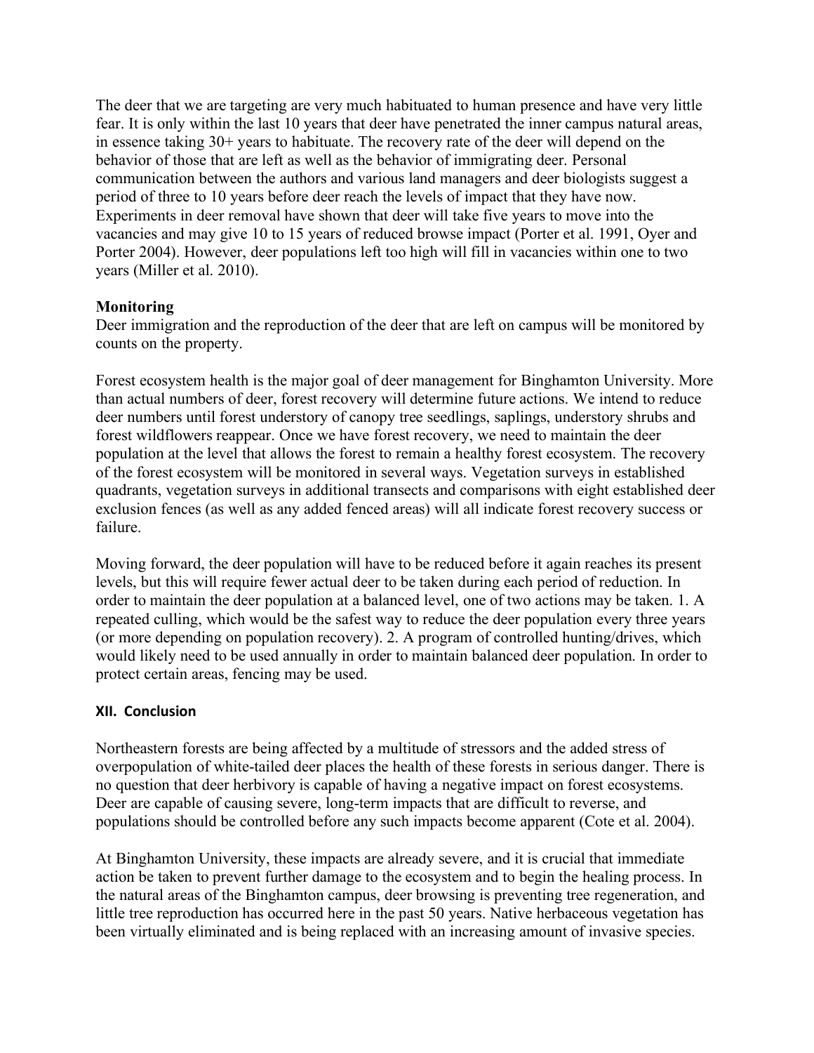The deer that we are targeting are very much habituated to human presence and have very little fear. It is only within the last 10 years that deer have penetrated the inner campus natural areas, in essence taking 30+ years to habituate. The recovery rate of the deer will depend on the behavior of those that are left as well as the behavior of immigrating deer. Personal communication between the authors and various land managers and deer biologists suggest a period of three to 10 years before deer reach the levels of impact that they have now. Experiments in deer removal have shown that deer will take five years to move into the vacancies and may give 10 to 15 years of reduced browse impact (Porter et al. 1991, Oyer and Porter 2004). However, deer populations left too high will fill in vacancies within one to two years (Miller et al. 2010).

**Monitoring**

Deer immigration and the reproduction of the deer that are left on campus will be monitored by counts on the property.

Forest ecosystem health is the major goal of deer management for Binghamton University. More than actual numbers of deer, forest recovery will determine future actions. We intend to reduce deer numbers until forest understory of canopy tree seedlings, saplings, understory shrubs and forest wildflowers reappear. Once we have forest recovery, we need to maintain the deer population at the level that allows the forest to remain a healthy forest ecosystem. The recovery of the forest ecosystem will be monitored in several ways. Vegetation surveys in established quadrants, vegetation surveys in additional transects and comparisons with eight established deer exclusion fences (as well as any added fenced areas) will all indicate forest recovery success or failure.

Moving forward, the deer population will have to be reduced before it again reaches its present levels, but this will require fewer actual deer to be taken during each period of reduction. In order to maintain the deer population at a balanced level, one of two actions may be taken. 1. A repeated culling, which would be the safest way to reduce the deer population every three years (or more depending on population recovery). 2. A program of controlled hunting/drives, which would likely need to be used annually in order to maintain balanced deer population. In order to protect certain areas, fencing may be used.

## XII. Conclusion

Northeastern forests are being affected by a multitude of stressors and the added stress of overpopulation of white-tailed deer places the health of these forests in serious danger. There is no question that deer herbivory is capable of having a negative impact on forest ecosystems. Deer are capable of causing severe, long-term impacts that are difficult to reverse, and populations should be controlled before any such impacts become apparent (Cote et al. 2004).

At Binghamton University, these impacts are already severe, and it is crucial that immediate action be taken to prevent further damage to the ecosystem and to begin the healing process. In the natural areas of the Binghamton campus, deer browsing is preventing tree regeneration, and little tree reproduction has occurred here in the past 50 years. Native herbaceous vegetation has been virtually eliminated and is being replaced with an increasing amount of invasive species.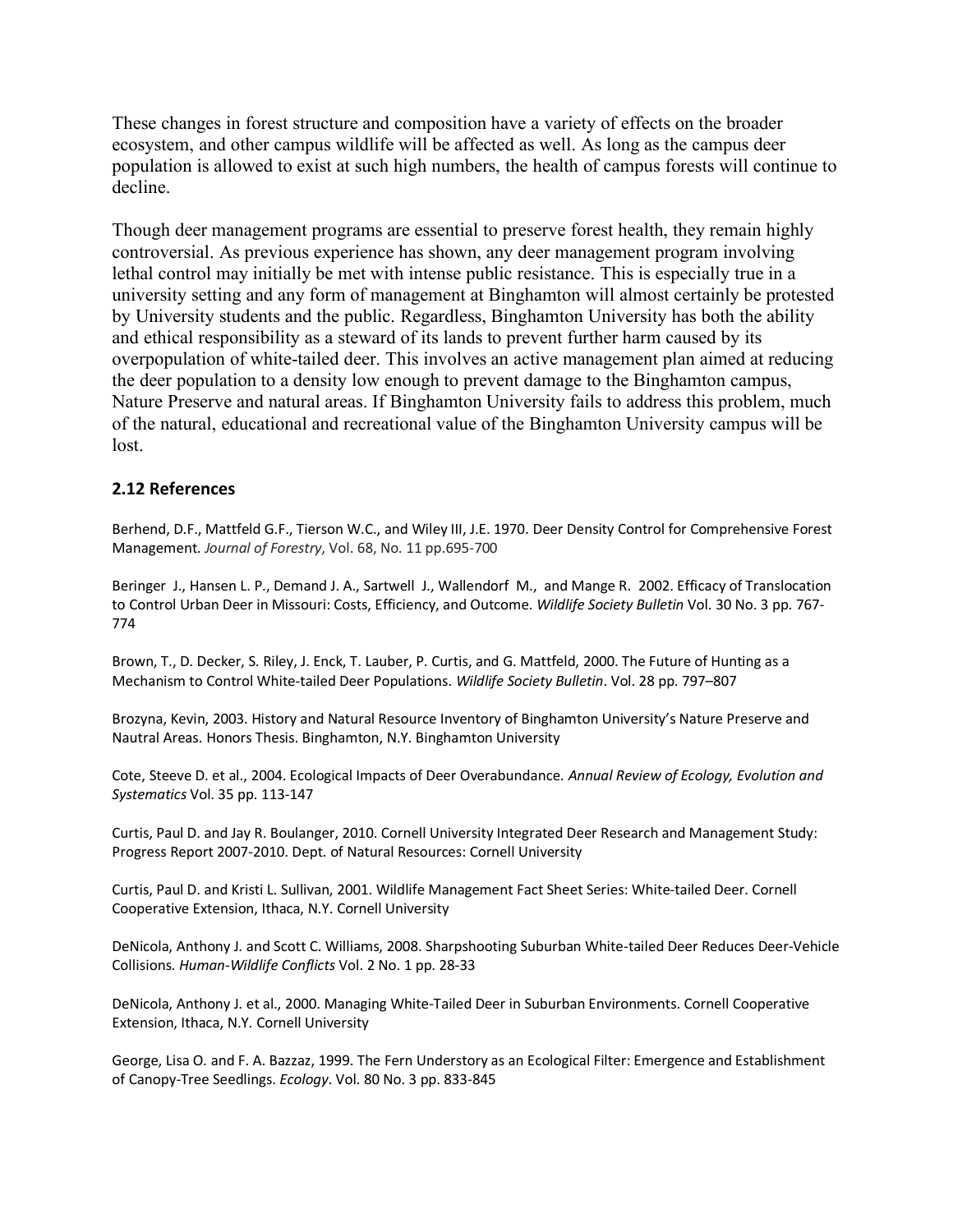These changes in forest structure and composition have a variety of effects on the broader ecosystem, and other campus wildlife will be affected as well. As long as the campus deer population is allowed to exist at such high numbers, the health of campus forests will continue to decline.

Though deer management programs are essential to preserve forest health, they remain highly controversial. As previous experience has shown, any deer management program involving lethal control may initially be met with intense public resistance. This is especially true in a university setting and any form of management at Binghamton will almost certainly be protested by University students and the public. Regardless, Binghamton University has both the ability and ethical responsibility as a steward of its lands to prevent further harm caused by its overpopulation of white-tailed deer. This involves an active management plan aimed at reducing the deer population to a density low enough to prevent damage to the Binghamton campus, Nature Preserve and natural areas. If Binghamton University fails to address this problem, much of the natural, educational and recreational value of the Binghamton University campus will be lost.

## 2.12 References

Berhend, D.F., Mattfeld G.F., Tierson W.C., and Wiley III, J.E. 1970. Deer Density Control for Comprehensive Forest Management. *Journal of Forestry*, Vol. 68, No. 11 pp.695-700

Beringer J., Hansen L. P., Demand J. A., Sartwell J., Wallendorf M., and Mange R. 2002. Efficacy of Translocation to Control Urban Deer in Missouri: Costs, Efficiency, and Outcome. *Wildlife Society Bulletin* Vol. 30 No. 3 pp. 767-774

Brown, T., D. Decker, S. Riley, J. Enck, T. Lauber, P. Curtis, and G. Mattfeld, 2000. The Future of Hunting as a Mechanism to Control White-tailed Deer Populations. *Wildlife Society Bulletin*. Vol. 28 pp. 797–807

Brozyna, Kevin, 2003. History and Natural Resource Inventory of Binghamton University's Nature Preserve and Nautral Areas. Honors Thesis. Binghamton, N.Y. Binghamton University

Cote, Steeve D. et al., 2004. Ecological Impacts of Deer Overabundance. *Annual Review of Ecology, Evolution and Systematics* Vol. 35 pp. 113-147

Curtis, Paul D. and Jay R. Boulanger, 2010. Cornell University Integrated Deer Research and Management Study: Progress Report 2007-2010. Dept. of Natural Resources: Cornell University

Curtis, Paul D. and Kristi L. Sullivan, 2001. Wildlife Management Fact Sheet Series: White-tailed Deer. Cornell Cooperative Extension, Ithaca, N.Y. Cornell University

DeNicola, Anthony J. and Scott C. Williams, 2008. Sharpshooting Suburban White-tailed Deer Reduces Deer-Vehicle Collisions. *Human-Wildlife Conflicts* Vol. 2 No. 1 pp. 28-33

DeNicola, Anthony J. et al., 2000. Managing White-Tailed Deer in Suburban Environments. Cornell Cooperative Extension, Ithaca, N.Y. Cornell University

George, Lisa O. and F. A. Bazzaz, 1999. The Fern Understory as an Ecological Filter: Emergence and Establishment of Canopy-Tree Seedlings. *Ecology*. Vol. 80 No. 3 pp. 833-845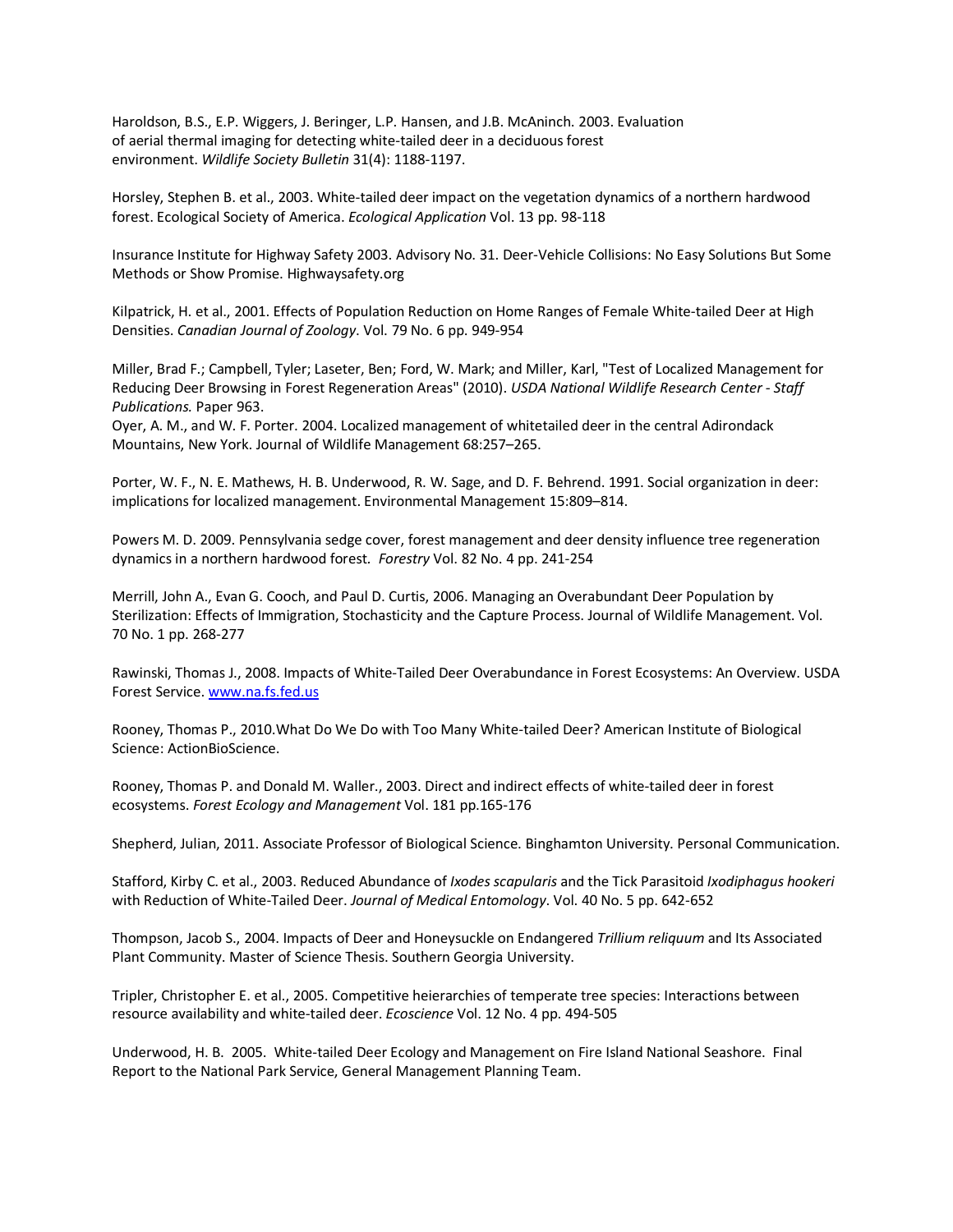Haroldson, B.S., E.P. Wiggers, J. Beringer, L.P. Hansen, and J.B. McAninch. 2003. Evaluation of aerial thermal imaging for detecting white-tailed deer in a deciduous forest environment. *Wildlife Society Bulletin* 31(4): 1188-1197.

Horsley, Stephen B. et al., 2003. White-tailed deer impact on the vegetation dynamics of a northern hardwood forest. Ecological Society of America. *Ecological Application* Vol. 13 pp. 98-118

Insurance Institute for Highway Safety 2003. Advisory No. 31. Deer-Vehicle Collisions: No Easy Solutions But Some Methods or Show Promise. Highwaysafety.org

Kilpatrick, H. et al., 2001. Effects of Population Reduction on Home Ranges of Female White-tailed Deer at High Densities. *Canadian Journal of Zoology*. Vol. 79 No. 6 pp. 949-954

Miller, Brad F.; Campbell, Tyler; Laseter, Ben; Ford, W. Mark; and Miller, Karl, "Test of Localized Management for Reducing Deer Browsing in Forest Regeneration Areas" (2010). *USDA National Wildlife Research Center - Staff Publications.* Paper 963.
Oyer, A. M., and W. F. Porter. 2004. Localized management of whitetailed deer in the central Adirondack Mountains, New York. Journal of Wildlife Management 68:257–265.

Porter, W. F., N. E. Mathews, H. B. Underwood, R. W. Sage, and D. F. Behrend. 1991. Social organization in deer: implications for localized management. Environmental Management 15:809–814.

Powers M. D. 2009. Pennsylvania sedge cover, forest management and deer density influence tree regeneration dynamics in a northern hardwood forest. *Forestry* Vol. 82 No. 4 pp. 241-254

Merrill, John A., Evan G. Cooch, and Paul D. Curtis, 2006. Managing an Overabundant Deer Population by Sterilization: Effects of Immigration, Stochasticity and the Capture Process. Journal of Wildlife Management. Vol. 70 No. 1 pp. 268-277

Rawinski, Thomas J., 2008. Impacts of White-Tailed Deer Overabundance in Forest Ecosystems: An Overview. USDA Forest Service. www.na.fs.fed.us

Rooney, Thomas P., 2010.What Do We Do with Too Many White-tailed Deer? American Institute of Biological Science: ActionBioScience.

Rooney, Thomas P. and Donald M. Waller., 2003. Direct and indirect effects of white-tailed deer in forest ecosystems. *Forest Ecology and Management* Vol. 181 pp.165-176

Shepherd, Julian, 2011. Associate Professor of Biological Science. Binghamton University. Personal Communication.

Stafford, Kirby C. et al., 2003. Reduced Abundance of *Ixodes scapularis* and the Tick Parasitoid *Ixodiphagus hookeri* with Reduction of White-Tailed Deer. *Journal of Medical Entomology*. Vol. 40 No. 5 pp. 642-652

Thompson, Jacob S., 2004. Impacts of Deer and Honeysuckle on Endangered *Trillium reliquum* and Its Associated Plant Community. Master of Science Thesis. Southern Georgia University.

Tripler, Christopher E. et al., 2005. Competitive heierarchies of temperate tree species: Interactions between resource availability and white-tailed deer. *Ecoscience* Vol. 12 No. 4 pp. 494-505

Underwood, H. B. 2005. White-tailed Deer Ecology and Management on Fire Island National Seashore. Final Report to the National Park Service, General Management Planning Team.